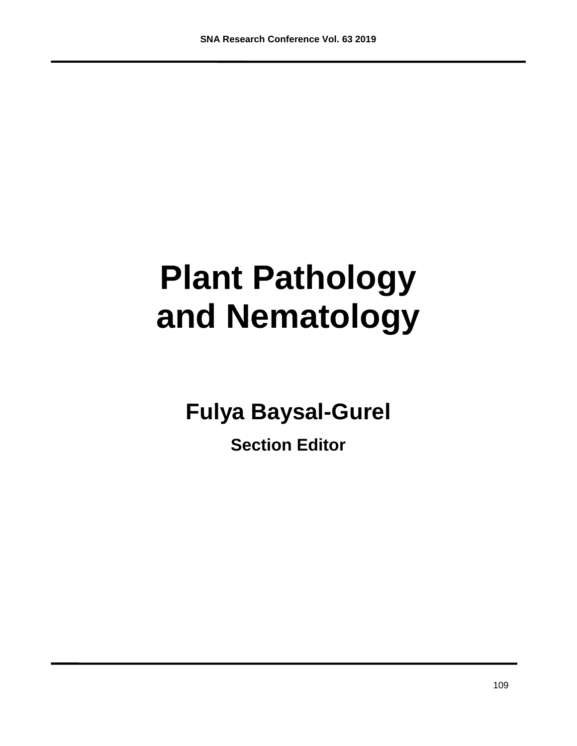# Plant Pathology and Nematology

**Fulya Baysal-Gurel**

**Section Editor**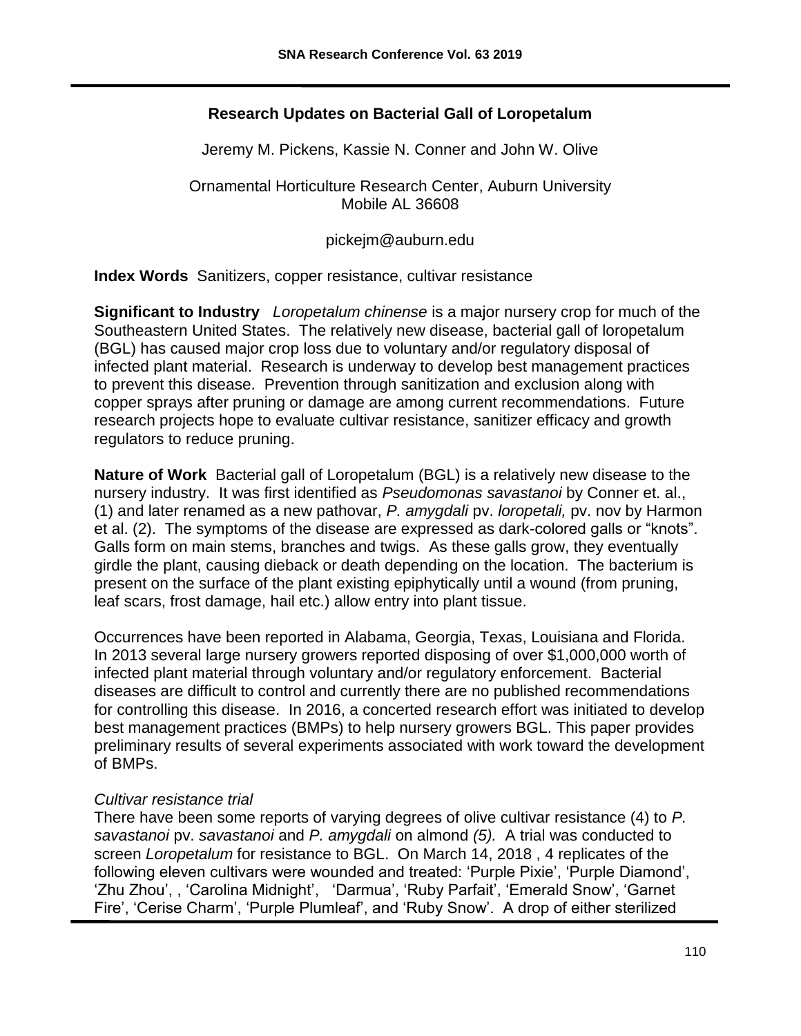# Research Updates on Bacterial Gall of Loropetalum

Jeremy M. Pickens, Kassie N. Conner and John W. Olive

Ornamental Horticulture Research Center, Auburn University
Mobile AL 36608

pickejm@auburn.edu

**Index Words** Sanitizers, copper resistance, cultivar resistance

**Significant to Industry** *Loropetalum chinense* is a major nursery crop for much of the Southeastern United States. The relatively new disease, bacterial gall of loropetalum (BGL) has caused major crop loss due to voluntary and/or regulatory disposal of infected plant material. Research is underway to develop best management practices to prevent this disease. Prevention through sanitization and exclusion along with copper sprays after pruning or damage are among current recommendations. Future research projects hope to evaluate cultivar resistance, sanitizer efficacy and growth regulators to reduce pruning.

**Nature of Work** Bacterial gall of Loropetalum (BGL) is a relatively new disease to the nursery industry. It was first identified as *Pseudomonas savastanoi* by Conner et. al., (1) and later renamed as a new pathovar, *P. amygdali* pv. *loropetali,* pv. nov by Harmon et al. (2). The symptoms of the disease are expressed as dark-colored galls or "knots". Galls form on main stems, branches and twigs. As these galls grow, they eventually girdle the plant, causing dieback or death depending on the location. The bacterium is present on the surface of the plant existing epiphytically until a wound (from pruning, leaf scars, frost damage, hail etc.) allow entry into plant tissue.

Occurrences have been reported in Alabama, Georgia, Texas, Louisiana and Florida. In 2013 several large nursery growers reported disposing of over $1,000,000 worth of infected plant material through voluntary and/or regulatory enforcement. Bacterial diseases are difficult to control and currently there are no published recommendations for controlling this disease. In 2016, a concerted research effort was initiated to develop best management practices (BMPs) to help nursery growers BGL. This paper provides preliminary results of several experiments associated with work toward the development of BMPs.

*Cultivar resistance trial*

There have been some reports of varying degrees of olive cultivar resistance (4) to *P. savastanoi* pv. *savastanoi* and *P. amygdali* on almond *(5).* A trial was conducted to screen *Loropetalum* for resistance to BGL. On March 14, 2018 , 4 replicates of the following eleven cultivars were wounded and treated: 'Purple Pixie', 'Purple Diamond', 'Zhu Zhou', , 'Carolina Midnight', 'Darmua', 'Ruby Parfait', 'Emerald Snow', 'Garnet Fire', 'Cerise Charm', 'Purple Plumleaf', and 'Ruby Snow'. A drop of either sterilized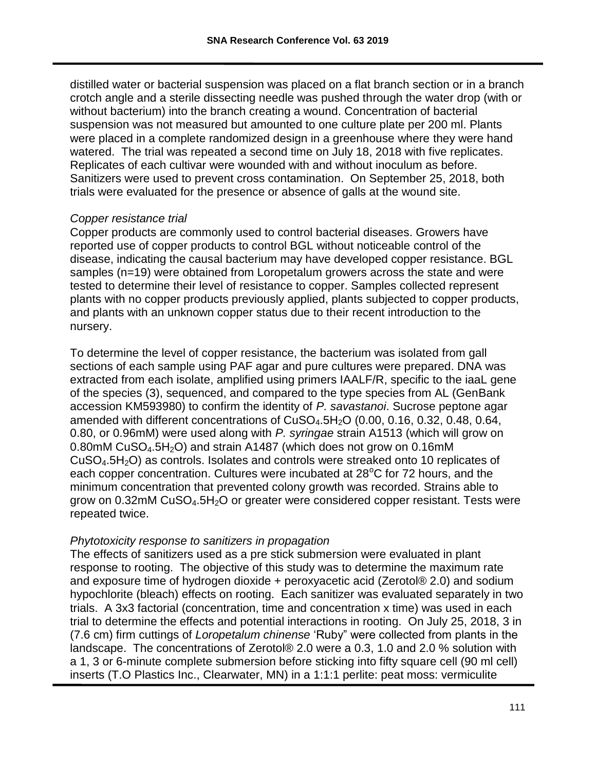distilled water or bacterial suspension was placed on a flat branch section or in a branch crotch angle and a sterile dissecting needle was pushed through the water drop (with or without bacterium) into the branch creating a wound. Concentration of bacterial suspension was not measured but amounted to one culture plate per 200 ml. Plants were placed in a complete randomized design in a greenhouse where they were hand watered. The trial was repeated a second time on July 18, 2018 with five replicates. Replicates of each cultivar were wounded with and without inoculum as before. Sanitizers were used to prevent cross contamination. On September 25, 2018, both trials were evaluated for the presence or absence of galls at the wound site.

*Copper resistance trial*

Copper products are commonly used to control bacterial diseases. Growers have reported use of copper products to control BGL without noticeable control of the disease, indicating the causal bacterium may have developed copper resistance. BGL samples (n=19) were obtained from Loropetalum growers across the state and were tested to determine their level of resistance to copper. Samples collected represent plants with no copper products previously applied, plants subjected to copper products, and plants with an unknown copper status due to their recent introduction to the nursery.

To determine the level of copper resistance, the bacterium was isolated from gall sections of each sample using PAF agar and pure cultures were prepared. DNA was extracted from each isolate, amplified using primers IAALF/R, specific to the iaaL gene of the species (3), sequenced, and compared to the type species from AL (GenBank accession KM593980) to confirm the identity of *P. savastanoi*. Sucrose peptone agar amended with different concentrations of $CuSO_4.5H_2O$ (0.00, 0.16, 0.32, 0.48, 0.64, 0.80, or 0.96mM) were used along with *P. syringae* strain A1513 (which will grow on 0.80mM $CuSO_4.5H_2O$) and strain A1487 (which does not grow on 0.16mM $CuSO_4.5H_2O$) as controls. Isolates and controls were streaked onto 10 replicates of each copper concentration. Cultures were incubated at 28$^oC$ for 72 hours, and the minimum concentration that prevented colony growth was recorded. Strains able to grow on 0.32mM $CuSO_4.5H_2O$ or greater were considered copper resistant. Tests were repeated twice.

*Phytotoxicity response to sanitizers in propagation*

The effects of sanitizers used as a pre stick submersion were evaluated in plant response to rooting. The objective of this study was to determine the maximum rate and exposure time of hydrogen dioxide + peroxyacetic acid (Zerotol® 2.0) and sodium hypochlorite (bleach) effects on rooting. Each sanitizer was evaluated separately in two trials. A 3x3 factorial (concentration, time and concentration x time) was used in each trial to determine the effects and potential interactions in rooting. On July 25, 2018, 3 in (7.6 cm) firm cuttings of *Loropetalum chinense* 'Ruby" were collected from plants in the landscape. The concentrations of Zerotol® 2.0 were a 0.3, 1.0 and 2.0 % solution with a 1, 3 or 6-minute complete submersion before sticking into fifty square cell (90 ml cell) inserts (T.O Plastics Inc., Clearwater, MN) in a 1:1:1 perlite: peat moss: vermiculite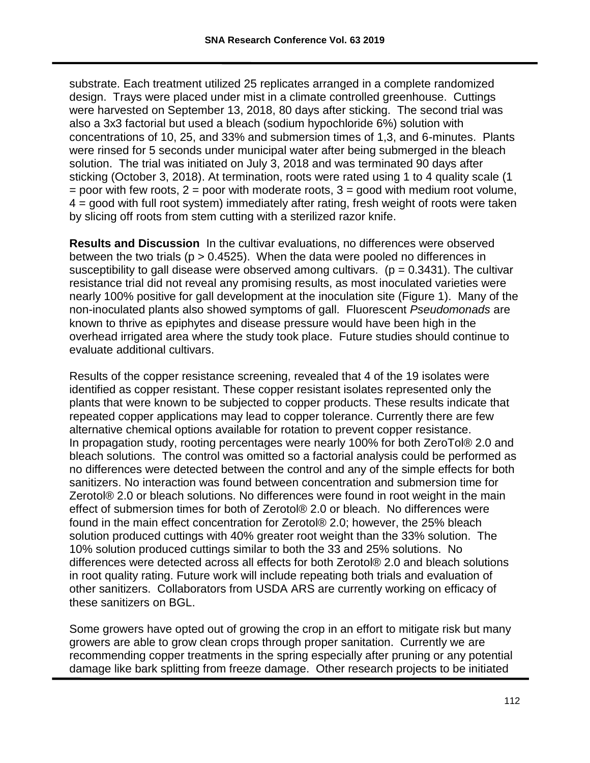substrate. Each treatment utilized 25 replicates arranged in a complete randomized design. Trays were placed under mist in a climate controlled greenhouse. Cuttings were harvested on September 13, 2018, 80 days after sticking. The second trial was also a 3x3 factorial but used a bleach (sodium hypochloride 6%) solution with concentrations of 10, 25, and 33% and submersion times of 1,3, and 6-minutes. Plants were rinsed for 5 seconds under municipal water after being submerged in the bleach solution. The trial was initiated on July 3, 2018 and was terminated 90 days after sticking (October 3, 2018). At termination, roots were rated using 1 to 4 quality scale (1 = poor with few roots, 2 = poor with moderate roots, 3 = good with medium root volume, 4 = good with full root system) immediately after rating, fresh weight of roots were taken by slicing off roots from stem cutting with a sterilized razor knife.

**Results and Discussion** In the cultivar evaluations, no differences were observed between the two trials ($p > 0.4525$). When the data were pooled no differences in susceptibility to gall disease were observed among cultivars. ($p = 0.3431$). The cultivar resistance trial did not reveal any promising results, as most inoculated varieties were nearly 100% positive for gall development at the inoculation site (Figure 1). Many of the non-inoculated plants also showed symptoms of gall. Fluorescent *Pseudomonads* are known to thrive as epiphytes and disease pressure would have been high in the overhead irrigated area where the study took place. Future studies should continue to evaluate additional cultivars.

Results of the copper resistance screening, revealed that 4 of the 19 isolates were identified as copper resistant. These copper resistant isolates represented only the plants that were known to be subjected to copper products. These results indicate that repeated copper applications may lead to copper tolerance. Currently there are few alternative chemical options available for rotation to prevent copper resistance.
In propagation study, rooting percentages were nearly 100% for both ZeroTol® 2.0 and bleach solutions. The control was omitted so a factorial analysis could be performed as no differences were detected between the control and any of the simple effects for both sanitizers. No interaction was found between concentration and submersion time for Zerotol® 2.0 or bleach solutions. No differences were found in root weight in the main effect of submersion times for both of Zerotol® 2.0 or bleach. No differences were found in the main effect concentration for Zerotol® 2.0; however, the 25% bleach solution produced cuttings with 40% greater root weight than the 33% solution. The 10% solution produced cuttings similar to both the 33 and 25% solutions. No differences were detected across all effects for both Zerotol® 2.0 and bleach solutions in root quality rating. Future work will include repeating both trials and evaluation of other sanitizers. Collaborators from USDA ARS are currently working on efficacy of these sanitizers on BGL.

Some growers have opted out of growing the crop in an effort to mitigate risk but many growers are able to grow clean crops through proper sanitation. Currently we are recommending copper treatments in the spring especially after pruning or any potential damage like bark splitting from freeze damage. Other research projects to be initiated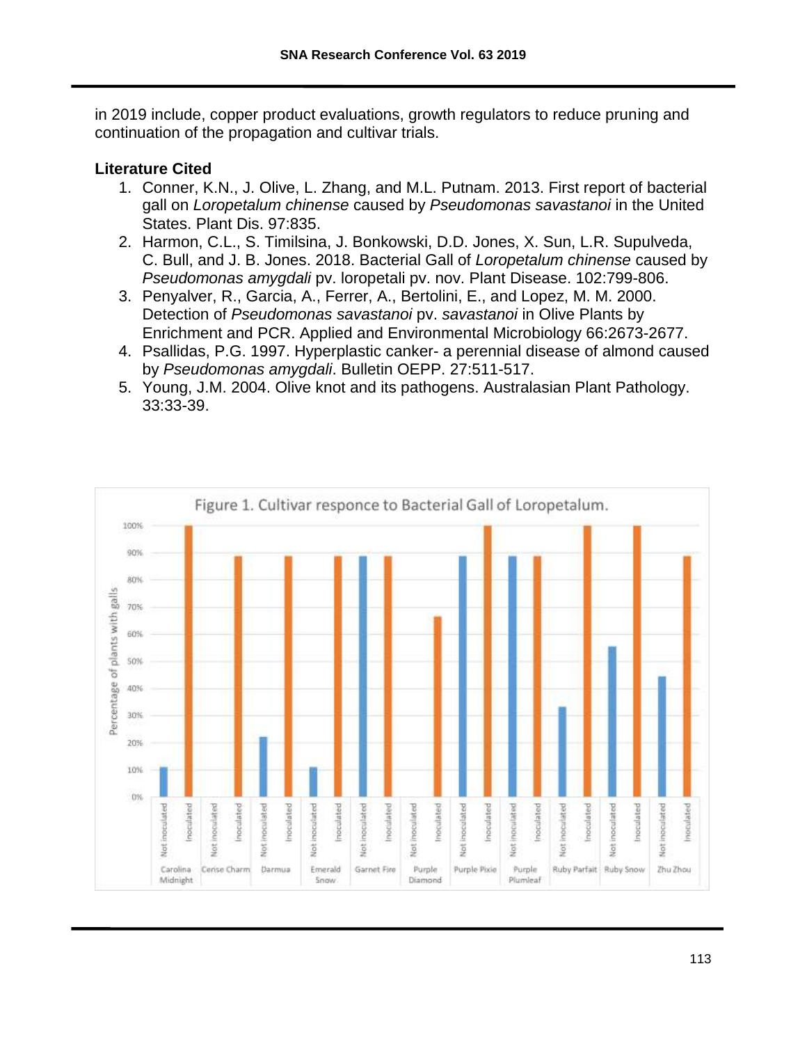in 2019 include, copper product evaluations, growth regulators to reduce pruning and continuation of the propagation and cultivar trials.

**Literature Cited**

1. Conner, K.N., J. Olive, L. Zhang, and M.L. Putnam. 2013. First report of bacterial gall on *Loropetalum chinense* caused by *Pseudomonas savastanoi* in the United States. Plant Dis. 97:835.
2. Harmon, C.L., S. Timilsina, J. Bonkowski, D.D. Jones, X. Sun, L.R. Supulveda, C. Bull, and J. B. Jones. 2018. Bacterial Gall of *Loropetalum chinense* caused by *Pseudomonas amygdali* pv. loropetali pv. nov. Plant Disease. 102:799-806.
3. Penyalver, R., Garcia, A., Ferrer, A., Bertolini, E., and Lopez, M. M. 2000. Detection of *Pseudomonas savastanoi* pv. *savastanoi* in Olive Plants by Enrichment and PCR. Applied and Environmental Microbiology 66:2673-2677.
4. Psallidas, P.G. 1997. Hyperplastic canker- a perennial disease of almond caused by *Pseudomonas amygdali*. Bulletin OEPP. 27:511-517.
5. Young, J.M. 2004. Olive knot and its pathogens. Australasian Plant Pathology. 33:33-39.

Figure 1. Cultivar responce to Bacterial Gall of Loropetalum.

| Cultivar | Not inoculated | Inoculated |
|---|---|---|
| Carolina Midnight | 11% | 100% |
| Cerise Charm | 0% | 89% |
| Darmua | 22% | 89% |
| Emerald Snow | 11% | 89% |
| Garnet Fire | 89% | 89% |
| Purple Diamond | 0% | 67% |
| Purple Pixie | 89% | 100% |
| Purple Plumleaf | 89% | 89% |
| Ruby Parfait | 33% | 100% |
| Ruby Snow | 56% | 100% |
| Zhu Zhou | 44% | 89% |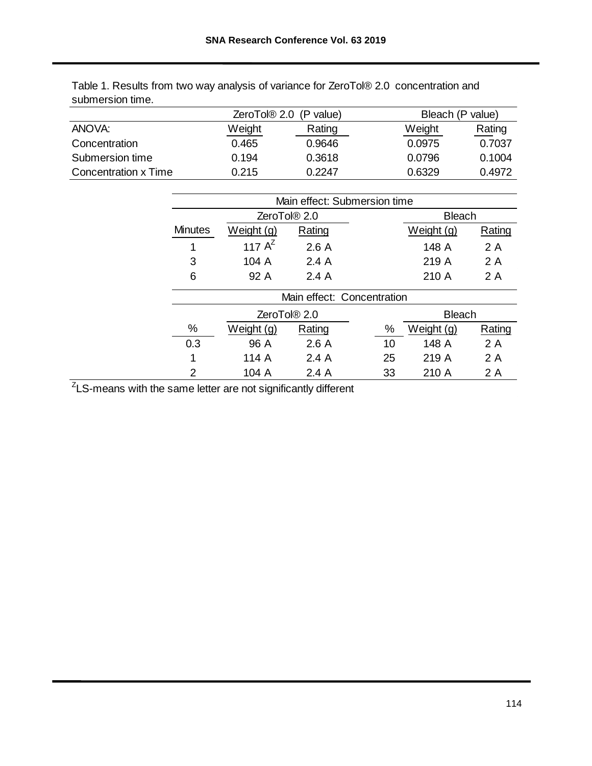Table 1. Results from two way analysis of variance for ZeroTol® 2.0 concentration and submersion time.

| | ZeroTol® 2.0 (P value) | | Bleach (P value) | |
|---|---|---|---|---|
| ANOVA: | Weight | Rating | Weight | Rating |
| Concentration | 0.465 | 0.9646 | 0.0975 | 0.7037 |
| Submersion time | 0.194 | 0.3618 | 0.0796 | 0.1004 |
| Concentration x Time | 0.215 | 0.2247 | 0.6329 | 0.4972 |

| Main effect: Submersion time | | | | | |
|---|---|---|---|---|---|
| | ZeroTol® 2.0 | | | Bleach | |
| Minutes | Weight (g) | Rating | | Weight (g) | Rating |
| 1 | 117 A[Z] | 2.6 A | | 148 A | 2 A |
| 3 | 104 A | 2.4 A | | 219 A | 2 A |
| 6 | 92 A | 2.4 A | | 210 A | 2 A |

| Main effect: Concentration | | | | | |
|---|---|---|---|---|---|
| | ZeroTol® 2.0 | | | Bleach | |
| % | Weight (g) | Rating | % | Weight (g) | Rating |
| 0.3 | 96 A | 2.6 A | 10 | 148 A | 2 A |
| 1 | 114 A | 2.4 A | 25 | 219 A | 2 A |
| 2 | 104 A | 2.4 A | 33 | 210 A | 2 A |

[Z]LS-means with the same letter are not significantly different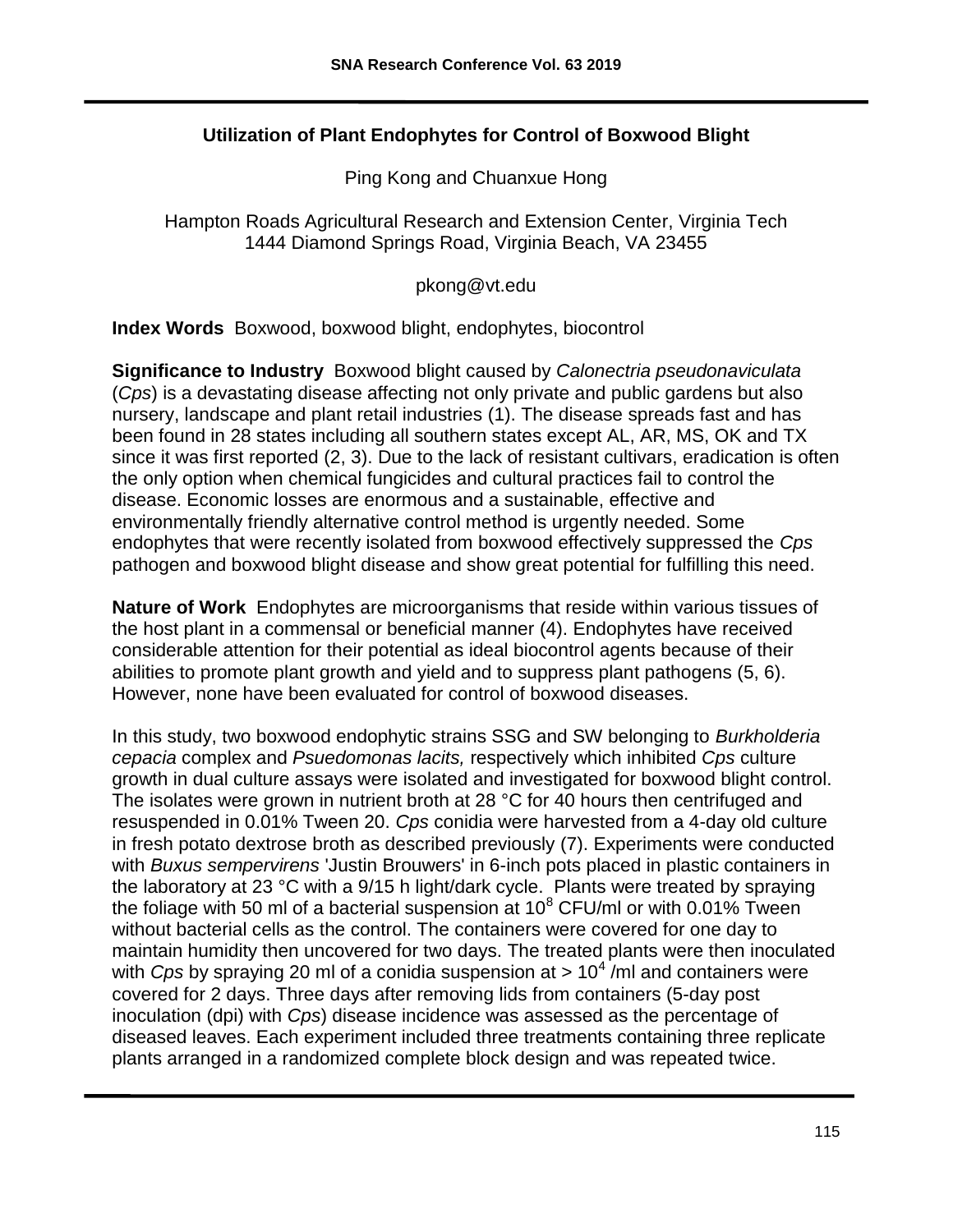# Utilization of Plant Endophytes for Control of Boxwood Blight

Ping Kong and Chuanxue Hong

Hampton Roads Agricultural Research and Extension Center, Virginia Tech
1444 Diamond Springs Road, Virginia Beach, VA 23455

pkong@vt.edu

**Index Words** Boxwood, boxwood blight, endophytes, biocontrol

**Significance to Industry** Boxwood blight caused by *Calonectria pseudonaviculata* (*Cps*) is a devastating disease affecting not only private and public gardens but also nursery, landscape and plant retail industries (1). The disease spreads fast and has been found in 28 states including all southern states except AL, AR, MS, OK and TX since it was first reported (2, 3). Due to the lack of resistant cultivars, eradication is often the only option when chemical fungicides and cultural practices fail to control the disease. Economic losses are enormous and a sustainable, effective and environmentally friendly alternative control method is urgently needed. Some endophytes that were recently isolated from boxwood effectively suppressed the *Cps* pathogen and boxwood blight disease and show great potential for fulfilling this need.

**Nature of Work** Endophytes are microorganisms that reside within various tissues of the host plant in a commensal or beneficial manner (4). Endophytes have received considerable attention for their potential as ideal biocontrol agents because of their abilities to promote plant growth and yield and to suppress plant pathogens (5, 6). However, none have been evaluated for control of boxwood diseases.

In this study, two boxwood endophytic strains SSG and SW belonging to *Burkholderia cepacia* complex and *Psuedomonas lacits,* respectively which inhibited *Cps* culture growth in dual culture assays were isolated and investigated for boxwood blight control. The isolates were grown in nutrient broth at 28 °C for 40 hours then centrifuged and resuspended in 0.01% Tween 20. *Cps* conidia were harvested from a 4-day old culture in fresh potato dextrose broth as described previously (7). Experiments were conducted with *Buxus sempervirens* 'Justin Brouwers' in 6-inch pots placed in plastic containers in the laboratory at 23 °C with a 9/15 h light/dark cycle. Plants were treated by spraying the foliage with 50 ml of a bacterial suspension at $10^8$ CFU/ml or with 0.01% Tween without bacterial cells as the control. The containers were covered for one day to maintain humidity then uncovered for two days. The treated plants were then inoculated with *Cps* by spraying 20 ml of a conidia suspension at > $10^4$ /ml and containers were covered for 2 days. Three days after removing lids from containers (5-day post inoculation (dpi) with *Cps*) disease incidence was assessed as the percentage of diseased leaves. Each experiment included three treatments containing three replicate plants arranged in a randomized complete block design and was repeated twice.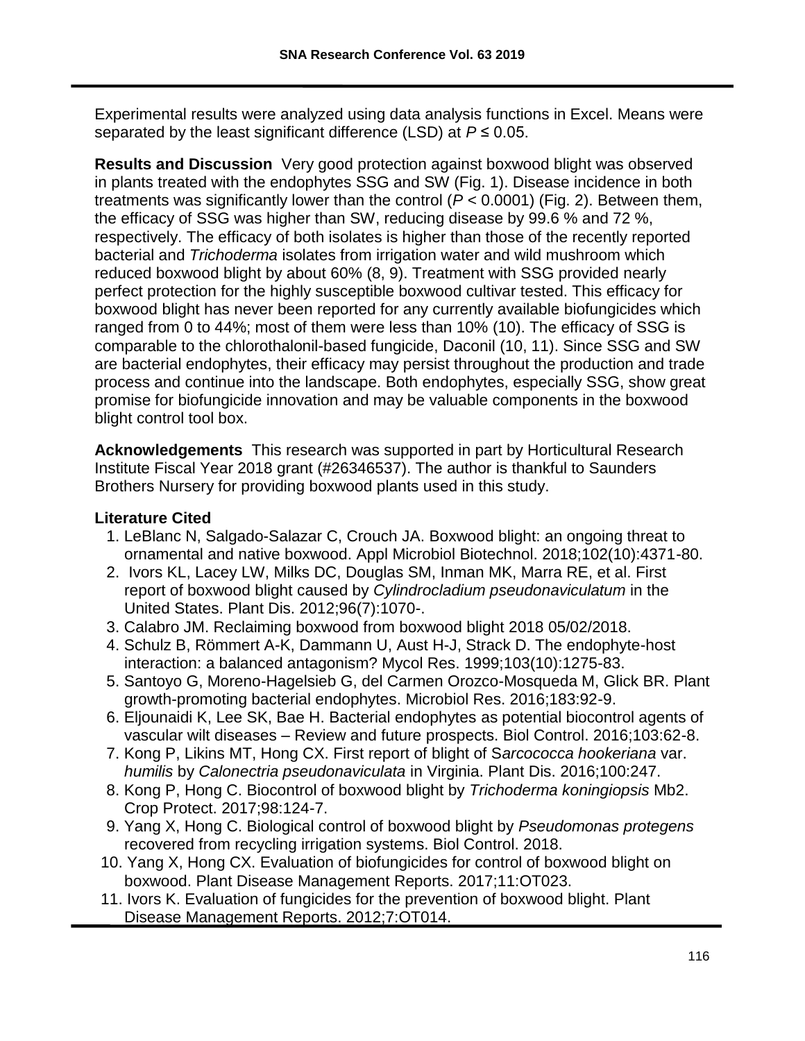Experimental results were analyzed using data analysis functions in Excel. Means were separated by the least significant difference (LSD) at $P \leq 0.05$.

**Results and Discussion** Very good protection against boxwood blight was observed in plants treated with the endophytes SSG and SW (Fig. 1). Disease incidence in both treatments was significantly lower than the control ($P < 0.0001$) (Fig. 2). Between them, the efficacy of SSG was higher than SW, reducing disease by 99.6 % and 72 %, respectively. The efficacy of both isolates is higher than those of the recently reported bacterial and *Trichoderma* isolates from irrigation water and wild mushroom which reduced boxwood blight by about 60% (8, 9). Treatment with SSG provided nearly perfect protection for the highly susceptible boxwood cultivar tested. This efficacy for boxwood blight has never been reported for any currently available biofungicides which ranged from 0 to 44%; most of them were less than 10% (10). The efficacy of SSG is comparable to the chlorothalonil-based fungicide, Daconil (10, 11). Since SSG and SW are bacterial endophytes, their efficacy may persist throughout the production and trade process and continue into the landscape. Both endophytes, especially SSG, show great promise for biofungicide innovation and may be valuable components in the boxwood blight control tool box.

**Acknowledgements** This research was supported in part by Horticultural Research Institute Fiscal Year 2018 grant (#26346537). The author is thankful to Saunders Brothers Nursery for providing boxwood plants used in this study.

**Literature Cited**

1. LeBlanc N, Salgado-Salazar C, Crouch JA. Boxwood blight: an ongoing threat to ornamental and native boxwood. Appl Microbiol Biotechnol. 2018;102(10):4371-80.
2. Ivors KL, Lacey LW, Milks DC, Douglas SM, Inman MK, Marra RE, et al. First report of boxwood blight caused by *Cylindrocladium pseudonaviculatum* in the United States. Plant Dis. 2012;96(7):1070-.
3. Calabro JM. Reclaiming boxwood from boxwood blight 2018 05/02/2018.
4. Schulz B, Römmert A-K, Dammann U, Aust H-J, Strack D. The endophyte-host interaction: a balanced antagonism? Mycol Res. 1999;103(10):1275-83.
5. Santoyo G, Moreno-Hagelsieb G, del Carmen Orozco-Mosqueda M, Glick BR. Plant growth-promoting bacterial endophytes. Microbiol Res. 2016;183:92-9.
6. Eljounaidi K, Lee SK, Bae H. Bacterial endophytes as potential biocontrol agents of vascular wilt diseases – Review and future prospects. Biol Control. 2016;103:62-8.
7. Kong P, Likins MT, Hong CX. First report of blight of S*arcococca hookeriana* var. *humilis* by *Calonectria pseudonaviculata* in Virginia. Plant Dis. 2016;100:247.
8. Kong P, Hong C. Biocontrol of boxwood blight by *Trichoderma koningiopsis* Mb2. Crop Protect. 2017;98:124-7.
9. Yang X, Hong C. Biological control of boxwood blight by *Pseudomonas protegens* recovered from recycling irrigation systems. Biol Control. 2018.
10. Yang X, Hong CX. Evaluation of biofungicides for control of boxwood blight on boxwood. Plant Disease Management Reports. 2017;11:OT023.
11. Ivors K. Evaluation of fungicides for the prevention of boxwood blight. Plant Disease Management Reports. 2012;7:OT014.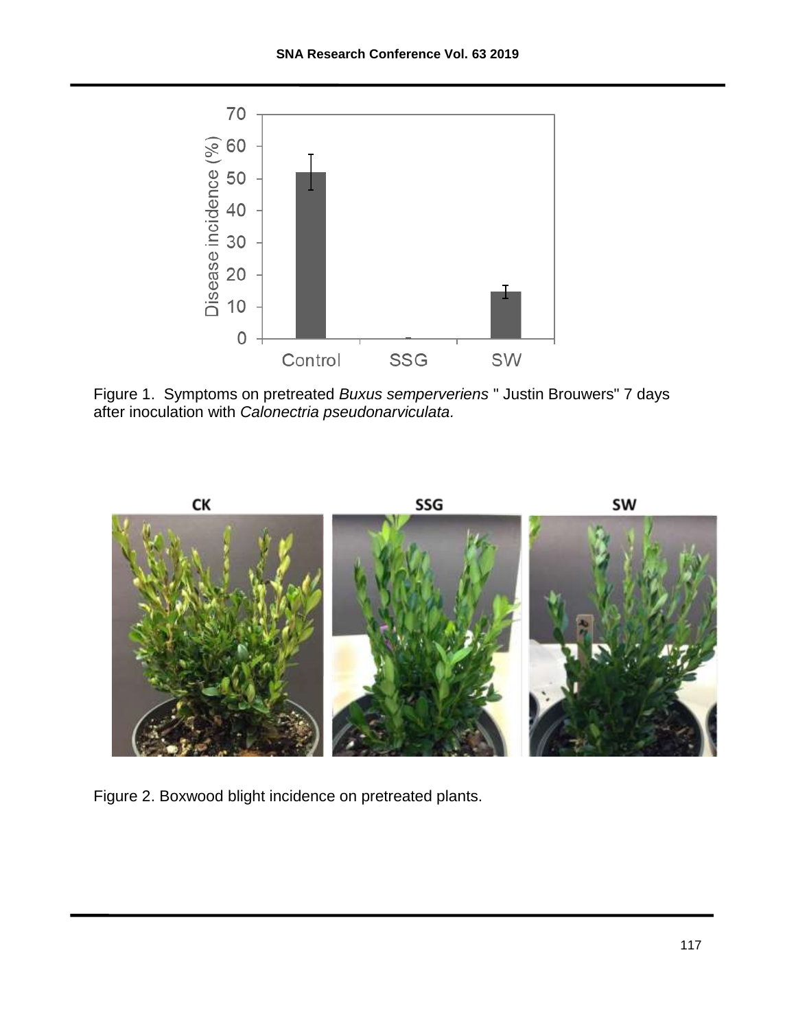Figure 1. Symptoms on pretreated *Buxus semperveriens* " Justin Brouwers" 7 days after inoculation with *Calonectria pseudonarviculata.*

Figure 2. Boxwood blight incidence on pretreated plants.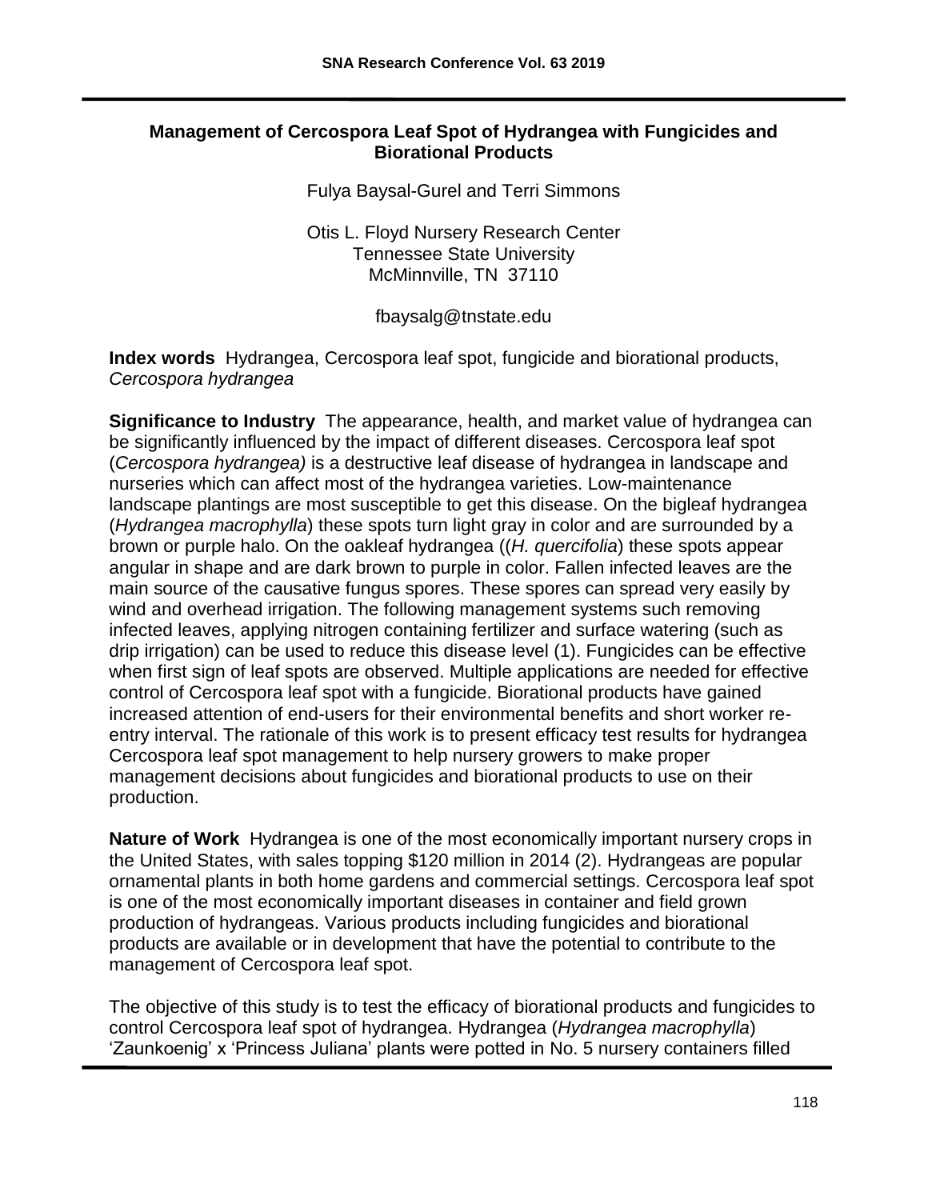## Management of Cercospora Leaf Spot of Hydrangea with Fungicides and Biorational Products

Fulya Baysal-Gurel and Terri Simmons

Otis L. Floyd Nursery Research Center
Tennessee State University
McMinnville, TN 37110

fbaysalg@tnstate.edu

**Index words** Hydrangea, Cercospora leaf spot, fungicide and biorational products, *Cercospora hydrangea*

**Significance to Industry** The appearance, health, and market value of hydrangea can be significantly influenced by the impact of different diseases. Cercospora leaf spot (*Cercospora hydrangea)* is a destructive leaf disease of hydrangea in landscape and nurseries which can affect most of the hydrangea varieties. Low-maintenance landscape plantings are most susceptible to get this disease. On the bigleaf hydrangea (*Hydrangea macrophylla*) these spots turn light gray in color and are surrounded by a brown or purple halo. On the oakleaf hydrangea ((*H. quercifolia*) these spots appear angular in shape and are dark brown to purple in color. Fallen infected leaves are the main source of the causative fungus spores. These spores can spread very easily by wind and overhead irrigation. The following management systems such removing infected leaves, applying nitrogen containing fertilizer and surface watering (such as drip irrigation) can be used to reduce this disease level (1). Fungicides can be effective when first sign of leaf spots are observed. Multiple applications are needed for effective control of Cercospora leaf spot with a fungicide. Biorational products have gained increased attention of end-users for their environmental benefits and short worker re-entry interval. The rationale of this work is to present efficacy test results for hydrangea Cercospora leaf spot management to help nursery growers to make proper management decisions about fungicides and biorational products to use on their production.

**Nature of Work** Hydrangea is one of the most economically important nursery crops in the United States, with sales topping $120 million in 2014 (2). Hydrangeas are popular ornamental plants in both home gardens and commercial settings. Cercospora leaf spot is one of the most economically important diseases in container and field grown production of hydrangeas. Various products including fungicides and biorational products are available or in development that have the potential to contribute to the management of Cercospora leaf spot.

The objective of this study is to test the efficacy of biorational products and fungicides to control Cercospora leaf spot of hydrangea. Hydrangea (*Hydrangea macrophylla*) 'Zaunkoenig' x 'Princess Juliana' plants were potted in No. 5 nursery containers filled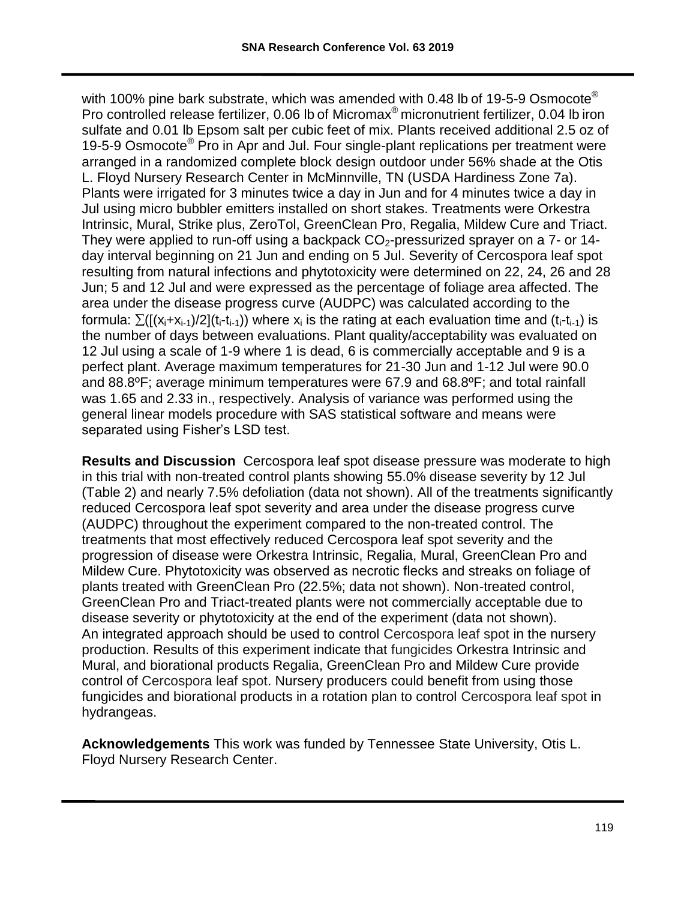with 100% pine bark substrate, which was amended with 0.48 lb of 19-5-9 Osmocote® Pro controlled release fertilizer, 0.06 lb of Micromax® micronutrient fertilizer, 0.04 lb iron sulfate and 0.01 lb Epsom salt per cubic feet of mix. Plants received additional 2.5 oz of 19-5-9 Osmocote® Pro in Apr and Jul. Four single-plant replications per treatment were arranged in a randomized complete block design outdoor under 56% shade at the Otis L. Floyd Nursery Research Center in McMinnville, TN (USDA Hardiness Zone 7a). Plants were irrigated for 3 minutes twice a day in Jun and for 4 minutes twice a day in Jul using micro bubbler emitters installed on short stakes. Treatments were Orkestra Intrinsic, Mural, Strike plus, ZeroTol, GreenClean Pro, Regalia, Mildew Cure and Triact. They were applied to run-off using a backpack $CO_2$-pressurized sprayer on a 7- or 14-day interval beginning on 21 Jun and ending on 5 Jul. Severity of Cercospora leaf spot resulting from natural infections and phytotoxicity were determined on 22, 24, 26 and 28 Jun; 5 and 12 Jul and were expressed as the percentage of foliage area affected. The area under the disease progress curve (AUDPC) was calculated according to the formula: $\sum([(x_i+x_{i-1})/2](t_i-t_{i-1}))$ where $x_i$ is the rating at each evaluation time and $(t_i-t_{i-1})$ is the number of days between evaluations. Plant quality/acceptability was evaluated on 12 Jul using a scale of 1-9 where 1 is dead, 6 is commercially acceptable and 9 is a perfect plant. Average maximum temperatures for 21-30 Jun and 1-12 Jul were 90.0 and 88.8ºF; average minimum temperatures were 67.9 and 68.8ºF; and total rainfall was 1.65 and 2.33 in., respectively. Analysis of variance was performed using the general linear models procedure with SAS statistical software and means were separated using Fisher's LSD test.

**Results and Discussion** Cercospora leaf spot disease pressure was moderate to high in this trial with non-treated control plants showing 55.0% disease severity by 12 Jul (Table 2) and nearly 7.5% defoliation (data not shown). All of the treatments significantly reduced Cercospora leaf spot severity and area under the disease progress curve (AUDPC) throughout the experiment compared to the non-treated control. The treatments that most effectively reduced Cercospora leaf spot severity and the progression of disease were Orkestra Intrinsic, Regalia, Mural, GreenClean Pro and Mildew Cure. Phytotoxicity was observed as necrotic flecks and streaks on foliage of plants treated with GreenClean Pro (22.5%; data not shown). Non-treated control, GreenClean Pro and Triact-treated plants were not commercially acceptable due to disease severity or phytotoxicity at the end of the experiment (data not shown). An integrated approach should be used to control Cercospora leaf spot in the nursery production. Results of this experiment indicate that fungicides Orkestra Intrinsic and Mural, and biorational products Regalia, GreenClean Pro and Mildew Cure provide control of Cercospora leaf spot. Nursery producers could benefit from using those fungicides and biorational products in a rotation plan to control Cercospora leaf spot in hydrangeas.

**Acknowledgements** This work was funded by Tennessee State University, Otis L. Floyd Nursery Research Center.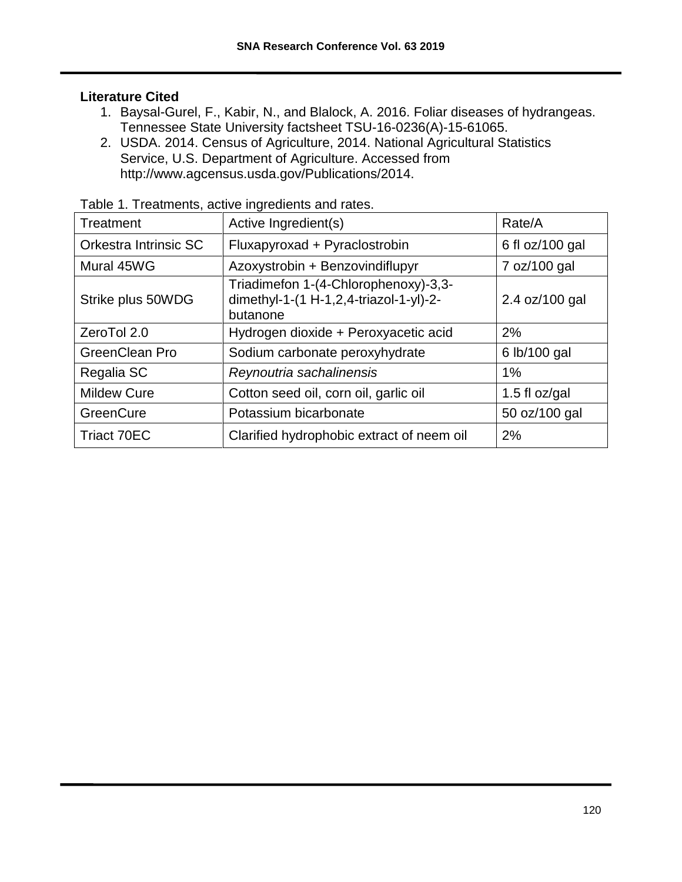### Literature Cited

1. Baysal-Gurel, F., Kabir, N., and Blalock, A. 2016. Foliar diseases of hydrangeas. Tennessee State University factsheet TSU-16-0236(A)-15-61065.
2. USDA. 2014. Census of Agriculture, 2014. National Agricultural Statistics Service, U.S. Department of Agriculture. Accessed from http://www.agcensus.usda.gov/Publications/2014.

Table 1. Treatments, active ingredients and rates.

| Treatment | Active Ingredient(s) | Rate/A |
|---|---|---|
| Orkestra Intrinsic SC | Fluxapyroxad + Pyraclostrobin | 6 fl oz/100 gal |
| Mural 45WG | Azoxystrobin + Benzovindiflupyr | 7 oz/100 gal |
| Strike plus 50WDG | Triadimefon 1-(4-Chlorophenoxy)-3,3-dimethyl-1-(1 H-1,2,4-triazol-1-yl)-2-butanone | 2.4 oz/100 gal |
| ZeroTol 2.0 | Hydrogen dioxide + Peroxyacetic acid | 2% |
| GreenClean Pro | Sodium carbonate peroxyhydrate | 6 lb/100 gal |
| Regalia SC | *Reynoutria sachalinensis* | 1% |
| Mildew Cure | Cotton seed oil, corn oil, garlic oil | 1.5 fl oz/gal |
| GreenCure | Potassium bicarbonate | 50 oz/100 gal |
| Triact 70EC | Clarified hydrophobic extract of neem oil | 2% |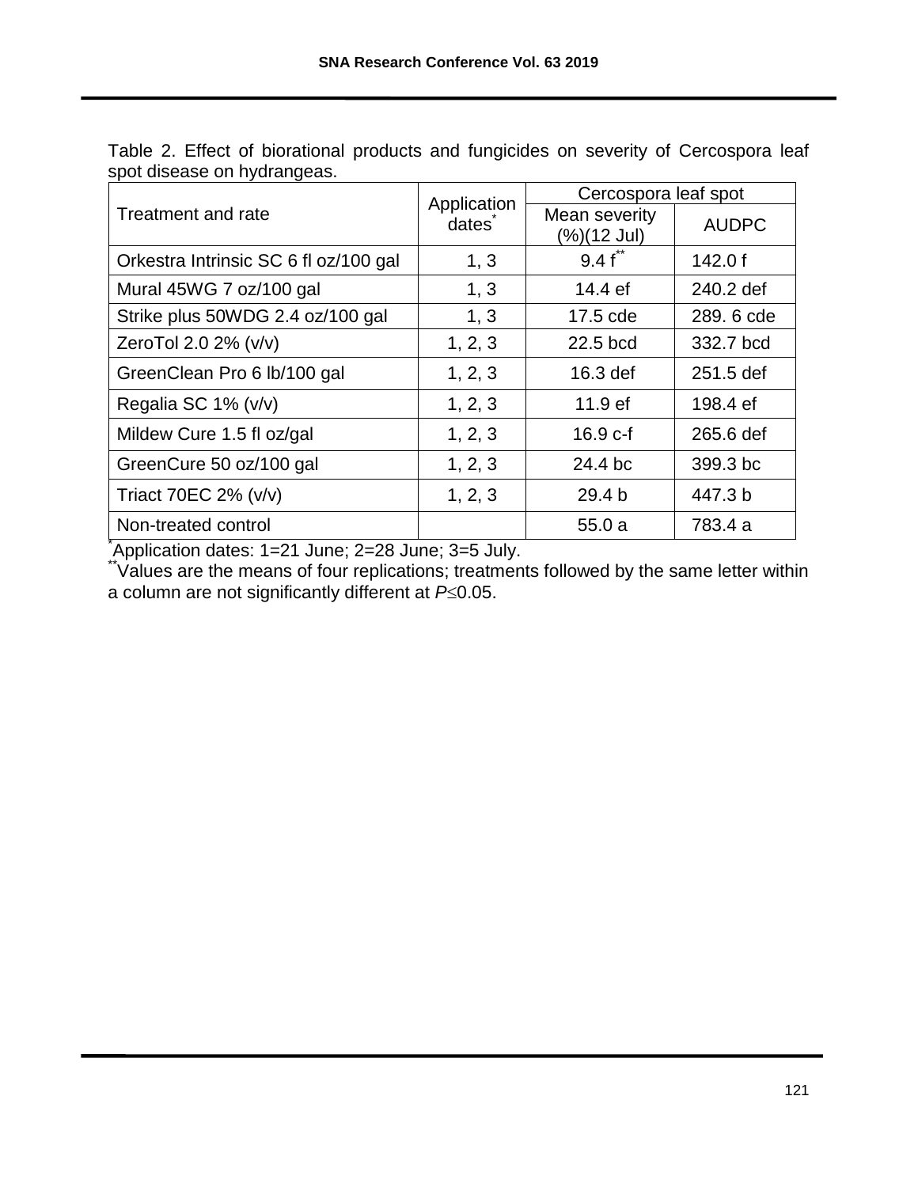Table 2. Effect of biorational products and fungicides on severity of Cercospora leaf spot disease on hydrangeas.

| Treatment and rate | Application dates* | Cercospora leaf spot | |
|---|---|---|---|
| | | Mean severity (%)(12 Jul) | AUDPC |
| Orkestra Intrinsic SC 6 fl oz/100 gal | 1, 3 | 9.4 f** | 142.0 f |
| Mural 45WG 7 oz/100 gal | 1, 3 | 14.4 ef | 240.2 def |
| Strike plus 50WDG 2.4 oz/100 gal | 1, 3 | 17.5 cde | 289. 6 cde |
| ZeroTol 2.0 2% (v/v) | 1, 2, 3 | 22.5 bcd | 332.7 bcd |
| GreenClean Pro 6 lb/100 gal | 1, 2, 3 | 16.3 def | 251.5 def |
| Regalia SC 1% (v/v) | 1, 2, 3 | 11.9 ef | 198.4 ef |
| Mildew Cure 1.5 fl oz/gal | 1, 2, 3 | 16.9 c-f | 265.6 def |
| GreenCure 50 oz/100 gal | 1, 2, 3 | 24.4 bc | 399.3 bc |
| Triact 70EC 2% (v/v) | 1, 2, 3 | 29.4 b | 447.3 b |
| Non-treated control | | 55.0 a | 783.4 a |

*Application dates: 1=21 June; 2=28 June; 3=5 July.

**Values are the means of four replications; treatments followed by the same letter within a column are not significantly different at $P \leq 0.05$.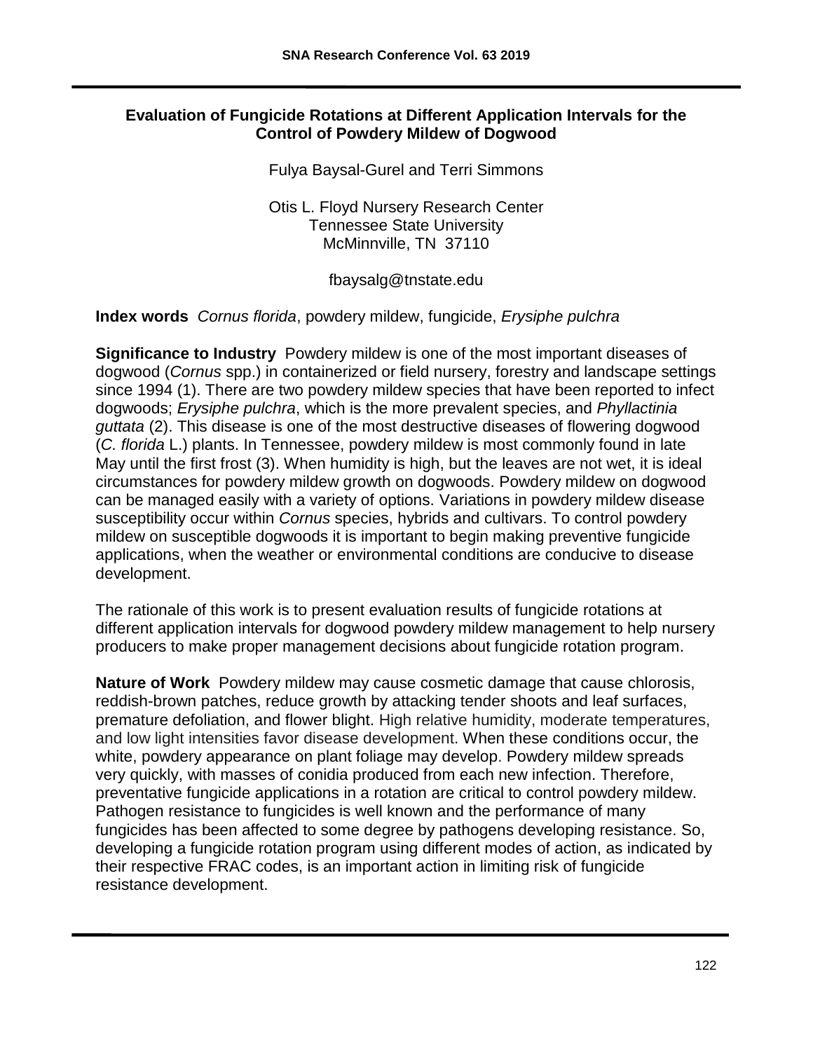# Evaluation of Fungicide Rotations at Different Application Intervals for the Control of Powdery Mildew of Dogwood

Fulya Baysal-Gurel and Terri Simmons

Otis L. Floyd Nursery Research Center
Tennessee State University
McMinnville, TN 37110

fbaysalg@tnstate.edu

**Index words** *Cornus florida*, powdery mildew, fungicide, *Erysiphe pulchra*

**Significance to Industry** Powdery mildew is one of the most important diseases of dogwood (*Cornus* spp.) in containerized or field nursery, forestry and landscape settings since 1994 (1). There are two powdery mildew species that have been reported to infect dogwoods; *Erysiphe pulchra*, which is the more prevalent species, and *Phyllactinia guttata* (2). This disease is one of the most destructive diseases of flowering dogwood (*C. florida* L.) plants. In Tennessee, powdery mildew is most commonly found in late May until the first frost (3). When humidity is high, but the leaves are not wet, it is ideal circumstances for powdery mildew growth on dogwoods. Powdery mildew on dogwood can be managed easily with a variety of options. Variations in powdery mildew disease susceptibility occur within *Cornus* species, hybrids and cultivars. To control powdery mildew on susceptible dogwoods it is important to begin making preventive fungicide applications, when the weather or environmental conditions are conducive to disease development.

The rationale of this work is to present evaluation results of fungicide rotations at different application intervals for dogwood powdery mildew management to help nursery producers to make proper management decisions about fungicide rotation program.

**Nature of Work** Powdery mildew may cause cosmetic damage that cause chlorosis, reddish-brown patches, reduce growth by attacking tender shoots and leaf surfaces, premature defoliation, and flower blight. High relative humidity, moderate temperatures, and low light intensities favor disease development. When these conditions occur, the white, powdery appearance on plant foliage may develop. Powdery mildew spreads very quickly, with masses of conidia produced from each new infection. Therefore, preventative fungicide applications in a rotation are critical to control powdery mildew. Pathogen resistance to fungicides is well known and the performance of many fungicides has been affected to some degree by pathogens developing resistance. So, developing a fungicide rotation program using different modes of action, as indicated by their respective FRAC codes, is an important action in limiting risk of fungicide resistance development.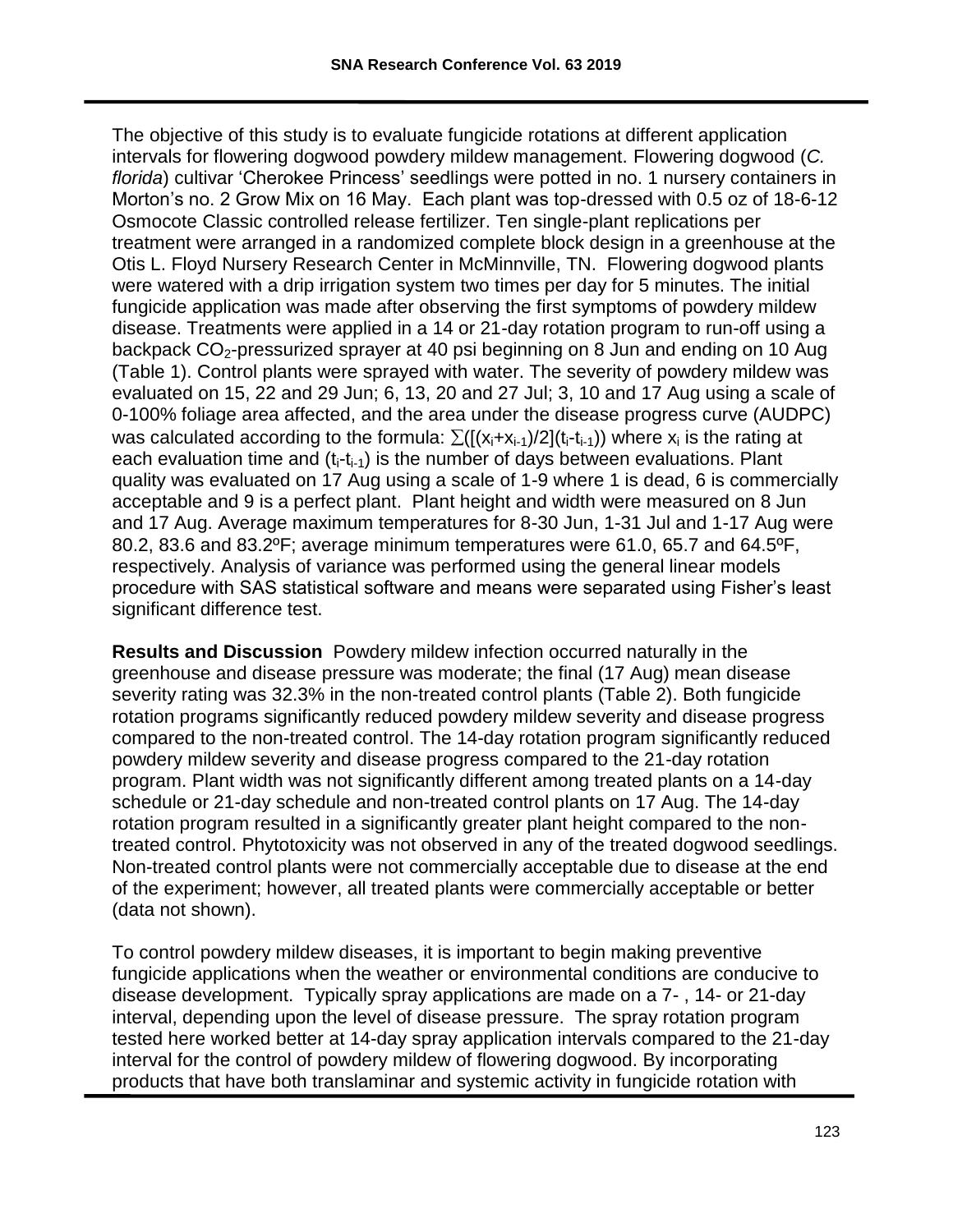The objective of this study is to evaluate fungicide rotations at different application intervals for flowering dogwood powdery mildew management. Flowering dogwood (*C. florida*) cultivar 'Cherokee Princess' seedlings were potted in no. 1 nursery containers in Morton's no. 2 Grow Mix on 16 May. Each plant was top-dressed with 0.5 oz of 18-6-12 Osmocote Classic controlled release fertilizer. Ten single-plant replications per treatment were arranged in a randomized complete block design in a greenhouse at the Otis L. Floyd Nursery Research Center in McMinnville, TN. Flowering dogwood plants were watered with a drip irrigation system two times per day for 5 minutes. The initial fungicide application was made after observing the first symptoms of powdery mildew disease. Treatments were applied in a 14 or 21-day rotation program to run-off using a backpack $CO_2$-pressurized sprayer at 40 psi beginning on 8 Jun and ending on 10 Aug (Table 1). Control plants were sprayed with water. The severity of powdery mildew was evaluated on 15, 22 and 29 Jun; 6, 13, 20 and 27 Jul; 3, 10 and 17 Aug using a scale of 0-100% foliage area affected, and the area under the disease progress curve (AUDPC) was calculated according to the formula: $\sum([(x_i+x_{i-1})/2](t_i-t_{i-1}))$ where $x_i$ is the rating at each evaluation time and $(t_i-t_{i-1})$ is the number of days between evaluations. Plant quality was evaluated on 17 Aug using a scale of 1-9 where 1 is dead, 6 is commercially acceptable and 9 is a perfect plant. Plant height and width were measured on 8 Jun and 17 Aug. Average maximum temperatures for 8-30 Jun, 1-31 Jul and 1-17 Aug were 80.2, 83.6 and 83.2ºF; average minimum temperatures were 61.0, 65.7 and 64.5ºF, respectively. Analysis of variance was performed using the general linear models procedure with SAS statistical software and means were separated using Fisher's least significant difference test.

**Results and Discussion** Powdery mildew infection occurred naturally in the greenhouse and disease pressure was moderate; the final (17 Aug) mean disease severity rating was 32.3% in the non-treated control plants (Table 2). Both fungicide rotation programs significantly reduced powdery mildew severity and disease progress compared to the non-treated control. The 14-day rotation program significantly reduced powdery mildew severity and disease progress compared to the 21-day rotation program. Plant width was not significantly different among treated plants on a 14-day schedule or 21-day schedule and non-treated control plants on 17 Aug. The 14-day rotation program resulted in a significantly greater plant height compared to the non-treated control. Phytotoxicity was not observed in any of the treated dogwood seedlings. Non-treated control plants were not commercially acceptable due to disease at the end of the experiment; however, all treated plants were commercially acceptable or better (data not shown).

To control powdery mildew diseases, it is important to begin making preventive fungicide applications when the weather or environmental conditions are conducive to disease development. Typically spray applications are made on a 7- , 14- or 21-day interval, depending upon the level of disease pressure. The spray rotation program tested here worked better at 14-day spray application intervals compared to the 21-day interval for the control of powdery mildew of flowering dogwood. By incorporating products that have both translaminar and systemic activity in fungicide rotation with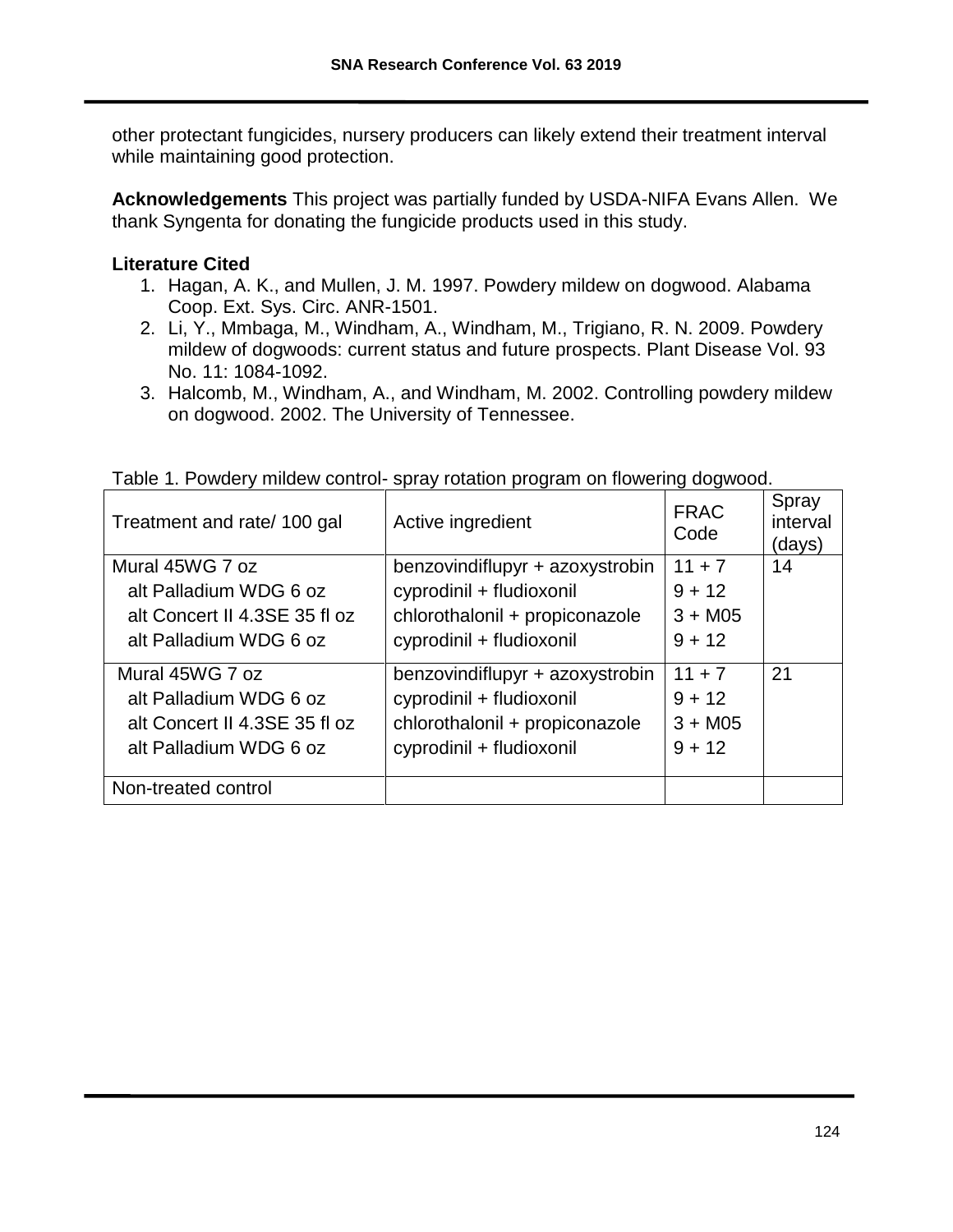other protectant fungicides, nursery producers can likely extend their treatment interval while maintaining good protection.

**Acknowledgements** This project was partially funded by USDA-NIFA Evans Allen. We thank Syngenta for donating the fungicide products used in this study.

**Literature Cited**

1. Hagan, A. K., and Mullen, J. M. 1997. Powdery mildew on dogwood. Alabama Coop. Ext. Sys. Circ. ANR-1501.
2. Li, Y., Mmbaga, M., Windham, A., Windham, M., Trigiano, R. N. 2009. Powdery mildew of dogwoods: current status and future prospects. Plant Disease Vol. 93 No. 11: 1084-1092.
3. Halcomb, M., Windham, A., and Windham, M. 2002. Controlling powdery mildew on dogwood. 2002. The University of Tennessee.

Table 1. Powdery mildew control- spray rotation program on flowering dogwood.

| Treatment and rate/ 100 gal | Active ingredient | FRAC Code | Spray interval (days) |
|---|---|---|---|
| Mural 45WG 7 oz<br>alt Palladium WDG 6 oz<br>alt Concert II 4.3SE 35 fl oz<br>alt Palladium WDG 6 oz | benzovindiflupyr + azoxystrobin<br>cyprodinil + fludioxonil<br>chlorothalonil + propiconazole<br>cyprodinil + fludioxonil | 11 + 7<br>9 + 12<br>3 + M05<br>9 + 12 | 14 |
| Mural 45WG 7 oz<br>alt Palladium WDG 6 oz<br>alt Concert II 4.3SE 35 fl oz<br>alt Palladium WDG 6 oz | benzovindiflupyr + azoxystrobin<br>cyprodinil + fludioxonil<br>chlorothalonil + propiconazole<br>cyprodinil + fludioxonil | 11 + 7<br>9 + 12<br>3 + M05<br>9 + 12 | 21 |
| Non-treated control | | | |